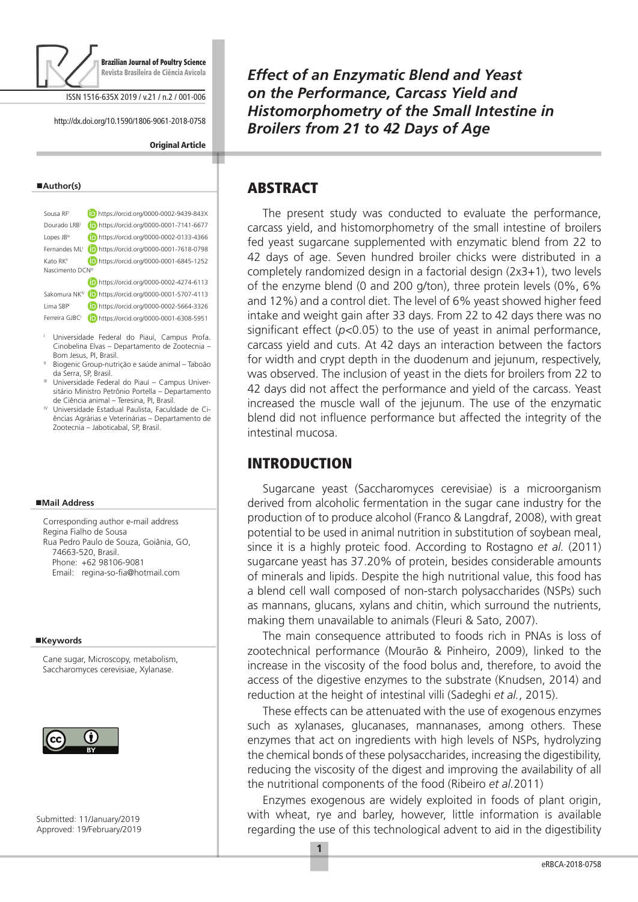Brazilian Journal of Poultry Science
Revista Brasileira de Ciência Avícola

ISSN 1516-635X 2019 / v.21 / n.2 / 001-006

http://dx.doi.org/10.1590/1806-9061-2018-0758

**Original Article**

# Effect of an Enzymatic Blend and Yeast on the Performance, Carcass Yield and Histomorphometry of the Small Intestine in Broilers from 21 to 42 Days of Age

**Author(s)**

Sousa RF[I] https://orcid.org/0000-0002-9439-843X
Dourado LRB[I] https://orcid.org/0000-0001-7141-6677
Lopes JB[III] https://orcid.org/0000-0002-0133-4366
Fernandes ML[I] https://orcid.org/0000-0001-7618-0798
Kato RK[II] https://orcid.org/0000-0001-6845-1252
Nascimento DCN[III] https://orcid.org/0000-0002-4274-6113
Sakomura NK[IV] https://orcid.org/0000-0001-5707-4113
Lima SBP[I] https://orcid.org/0000-0002-5664-3326
Ferreira GJBC[I] https://orcid.org/0000-0001-6308-5951

[I] Universidade Federal do Piauí, Campus Profa. Cinobelina Elvas – Departamento de Zootecnia – Bom Jesus, PI, Brasil.
[II] Biogenic Group-nutrição e saúde animal – Taboão da Serra, SP, Brasil.
[III] Universidade Federal do Piauí – Campus Universitário Ministro Petrônio Portella – Departamento de Ciência animal – Teresina, PI, Brasil.
[IV] Universidade Estadual Paulista, Faculdade de Ciências Agrárias e Veterinárias – Departamento de Zootecnia – Jaboticabal, SP, Brasil.

**Mail Address**

Corresponding author e-mail address
Regina Fialho de Sousa
Rua Pedro Paulo de Souza, Goiânia, GO, 74663-520, Brasil.
Phone: +62 98106-9081
Email: regina-so-fia@hotmail.com

**Keywords**

Cane sugar, Microscopy, metabolism, Saccharomyces cerevisiae, Xylanase.

Submitted: 11/January/2019
Approved: 19/February/2019

## ABSTRACT

The present study was conducted to evaluate the performance, carcass yield, and histomorphometry of the small intestine of broilers fed yeast sugarcane supplemented with enzymatic blend from 22 to 42 days of age. Seven hundred broiler chicks were distributed in a completely randomized design in a factorial design (2x3+1), two levels of the enzyme blend (0 and 200 g/ton), three protein levels (0%, 6% and 12%) and a control diet. The level of 6% yeast showed higher feed intake and weight gain after 33 days. From 22 to 42 days there was no significant effect ($p<0.05$) to the use of yeast in animal performance, carcass yield and cuts. At 42 days an interaction between the factors for width and crypt depth in the duodenum and jejunum, respectively, was observed. The inclusion of yeast in the diets for broilers from 22 to 42 days did not affect the performance and yield of the carcass. Yeast increased the muscle wall of the jejunum. The use of the enzymatic blend did not influence performance but affected the integrity of the intestinal mucosa.

## INTRODUCTION

Sugarcane yeast (Saccharomyces cerevisiae) is a microorganism derived from alcoholic fermentation in the sugar cane industry for the production of to produce alcohol (Franco & Langdraf, 2008), with great potential to be used in animal nutrition in substitution of soybean meal, since it is a highly proteic food. According to Rostagno *et al.* (2011) sugarcane yeast has 37.20% of protein, besides considerable amounts of minerals and lipids. Despite the high nutritional value, this food has a blend cell wall composed of non-starch polysaccharides (NSPs) such as mannans, glucans, xylans and chitin, which surround the nutrients, making them unavailable to animals (Fleuri & Sato, 2007).

The main consequence attributed to foods rich in PNAs is loss of zootechnical performance (Mourão & Pinheiro, 2009), linked to the increase in the viscosity of the food bolus and, therefore, to avoid the access of the digestive enzymes to the substrate (Knudsen, 2014) and reduction at the height of intestinal villi (Sadeghi *et al.*, 2015).

These effects can be attenuated with the use of exogenous enzymes such as xylanases, glucanases, mannanases, among others. These enzymes that act on ingredients with high levels of NSPs, hydrolyzing the chemical bonds of these polysaccharides, increasing the digestibility, reducing the viscosity of the digest and improving the availability of all the nutritional components of the food (Ribeiro *et al.*2011)

Enzymes exogenous are widely exploited in foods of plant origin, with wheat, rye and barley, however, little information is available regarding the use of this technological advent to aid in the digestibility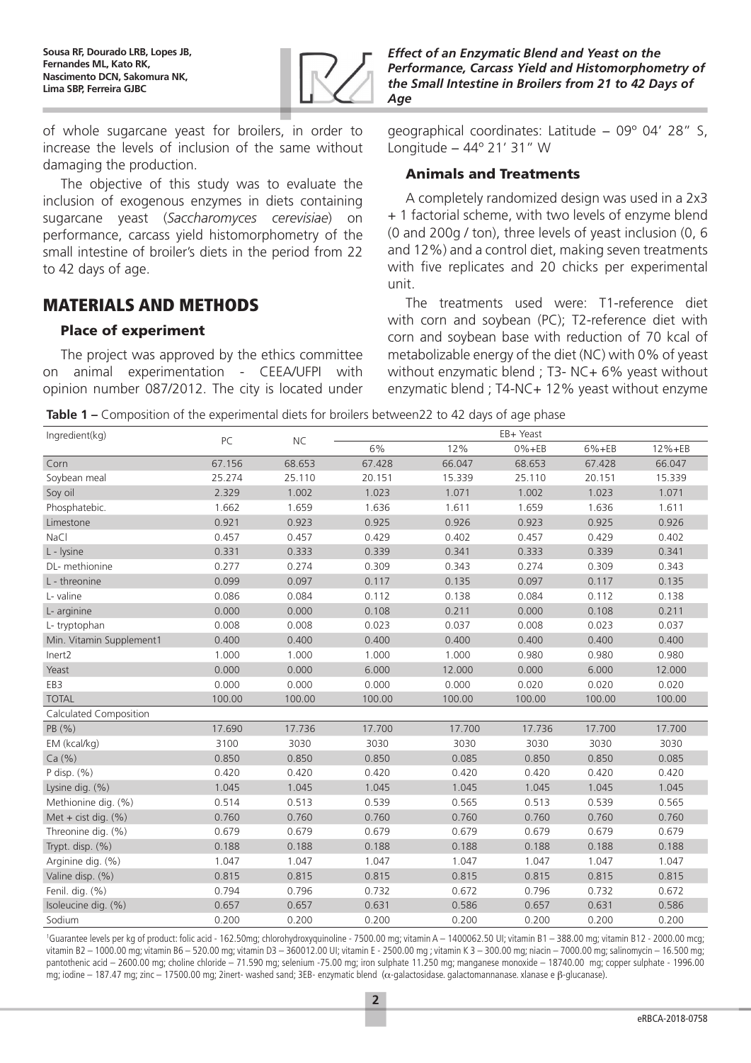of whole sugarcane yeast for broilers, in order to increase the levels of inclusion of the same without damaging the production.

The objective of this study was to evaluate the inclusion of exogenous enzymes in diets containing sugarcane yeast (*Saccharomyces cerevisiae*) on performance, carcass yield histomorphometry of the small intestine of broiler's diets in the period from 22 to 42 days of age.

## MATERIALS AND METHODS

### Place of experiment

The project was approved by the ethics committee on animal experimentation - CEEA/UFPI with opinion number 087/2012. The city is located under geographical coordinates: Latitude – 09º 04' 28" S, Longitude – 44º 21' 31" W

### Animals and Treatments

A completely randomized design was used in a 2x3 + 1 factorial scheme, with two levels of enzyme blend (0 and 200g / ton), three levels of yeast inclusion (0, 6 and 12%) and a control diet, making seven treatments with five replicates and 20 chicks per experimental unit.

The treatments used were: T1-reference diet with corn and soybean (PC); T2-reference diet with corn and soybean base with reduction of 70 kcal of metabolizable energy of the diet (NC) with 0% of yeast without enzymatic blend ; T3- NC+ 6% yeast without enzymatic blend ; T4-NC+ 12% yeast without enzyme

**Table 1 –** Composition of the experimental diets for broilers between22 to 42 days of age phase

| Ingredient(kg) | PC | NC | EB+ Yeast | | | | |
|---|---|---|---|---|---|---|---|
| | | | 6% | 12% | 0%+EB | 6%+EB | 12%+EB |
| Corn | 67.156 | 68.653 | 67.428 | 66.047 | 68.653 | 67.428 | 66.047 |
| Soybean meal | 25.274 | 25.110 | 20.151 | 15.339 | 25.110 | 20.151 | 15.339 |
| Soy oil | 2.329 | 1.002 | 1.023 | 1.071 | 1.002 | 1.023 | 1.071 |
| Phosphatebic. | 1.662 | 1.659 | 1.636 | 1.611 | 1.659 | 1.636 | 1.611 |
| Limestone | 0.921 | 0.923 | 0.925 | 0.926 | 0.923 | 0.925 | 0.926 |
| NaCl | 0.457 | 0.457 | 0.429 | 0.402 | 0.457 | 0.429 | 0.402 |
| L - lysine | 0.331 | 0.333 | 0.339 | 0.341 | 0.333 | 0.339 | 0.341 |
| DL- methionine | 0.277 | 0.274 | 0.309 | 0.343 | 0.274 | 0.309 | 0.343 |
| L - threonine | 0.099 | 0.097 | 0.117 | 0.135 | 0.097 | 0.117 | 0.135 |
| L- valine | 0.086 | 0.084 | 0.112 | 0.138 | 0.084 | 0.112 | 0.138 |
| L- arginine | 0.000 | 0.000 | 0.108 | 0.211 | 0.000 | 0.108 | 0.211 |
| L- tryptophan | 0.008 | 0.008 | 0.023 | 0.037 | 0.008 | 0.023 | 0.037 |
| Min. Vitamin Supplement1 | 0.400 | 0.400 | 0.400 | 0.400 | 0.400 | 0.400 | 0.400 |
| Inert2 | 1.000 | 1.000 | 1.000 | 1.000 | 0.980 | 0.980 | 0.980 |
| Yeast | 0.000 | 0.000 | 6.000 | 12.000 | 0.000 | 6.000 | 12.000 |
| EB3 | 0.000 | 0.000 | 0.000 | 0.000 | 0.020 | 0.020 | 0.020 |
| TOTAL | 100.00 | 100.00 | 100.00 | 100.00 | 100.00 | 100.00 | 100.00 |
| Calculated Composition | | | | | | | |
| PB (%) | 17.690 | 17.736 | 17.700 | 17.700 | 17.736 | 17.700 | 17.700 |
| EM (kcal/kg) | 3100 | 3030 | 3030 | 3030 | 3030 | 3030 | 3030 |
| Ca (%) | 0.850 | 0.850 | 0.850 | 0.085 | 0.850 | 0.850 | 0.085 |
| P disp. (%) | 0.420 | 0.420 | 0.420 | 0.420 | 0.420 | 0.420 | 0.420 |
| Lysine dig. (%) | 1.045 | 1.045 | 1.045 | 1.045 | 1.045 | 1.045 | 1.045 |
| Methionine dig. (%) | 0.514 | 0.513 | 0.539 | 0.565 | 0.513 | 0.539 | 0.565 |
| Met + cist dig. (%) | 0.760 | 0.760 | 0.760 | 0.760 | 0.760 | 0.760 | 0.760 |
| Threonine dig. (%) | 0.679 | 0.679 | 0.679 | 0.679 | 0.679 | 0.679 | 0.679 |
| Trypt. disp. (%) | 0.188 | 0.188 | 0.188 | 0.188 | 0.188 | 0.188 | 0.188 |
| Arginine dig. (%) | 1.047 | 1.047 | 1.047 | 1.047 | 1.047 | 1.047 | 1.047 |
| Valine disp. (%) | 0.815 | 0.815 | 0.815 | 0.815 | 0.815 | 0.815 | 0.815 |
| Fenil. dig. (%) | 0.794 | 0.796 | 0.732 | 0.672 | 0.796 | 0.732 | 0.672 |
| Isoleucine dig. (%) | 0.657 | 0.657 | 0.631 | 0.586 | 0.657 | 0.631 | 0.586 |
| Sodium | 0.200 | 0.200 | 0.200 | 0.200 | 0.200 | 0.200 | 0.200 |

[1]Guarantee levels per kg of product: folic acid - 162.50mg; chlorohydroxyquinoline - 7500.00 mg; vitamin A – 1400062.50 UI; vitamin B1 – 388.00 mg; vitamin B12 - 2000.00 mcg; vitamin B2 – 1000.00 mg; vitamin B6 – 520.00 mg; vitamin D3 – 360012.00 UI; vitamin E - 2500.00 mg ; vitamin K 3 – 300.00 mg; niacin – 7000.00 mg; salinomycin – 16.500 mg; pantothenic acid – 2600.00 mg; choline chloride – 71.590 mg; selenium -75.00 mg; iron sulphate 11.250 mg; manganese monoxide – 18740.00 mg; copper sulphate - 1996.00 mg; iodine – 187.47 mg; zinc – 17500.00 mg; 2inert- washed sand; 3EB- enzymatic blend ($\alpha$-galactosidase. galactomannanase. xlanase e $\beta$-glucanase).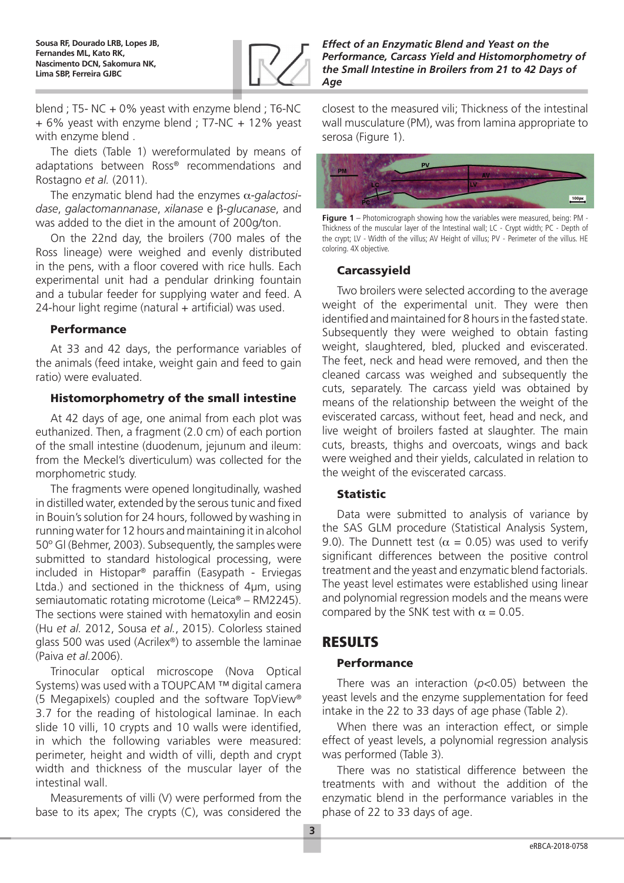blend ; T5- NC + 0% yeast with enzyme blend ; T6-NC + 6% yeast with enzyme blend ; T7-NC + 12% yeast with enzyme blend .

The diets (Table 1) wereformulated by means of adaptations between Ross® recommendations and Rostagno *et al.* (2011).

The enzymatic blend had the enzymes *α-galactosidase*, *galactomannanase*, *xilanase* e *β-glucanase*, and was added to the diet in the amount of 200g/ton.

On the 22nd day, the broilers (700 males of the Ross lineage) were weighed and evenly distributed in the pens, with a floor covered with rice hulls. Each experimental unit had a pendular drinking fountain and a tubular feeder for supplying water and feed. A 24-hour light regime (natural + artificial) was used.

### Performance

At 33 and 42 days, the performance variables of the animals (feed intake, weight gain and feed to gain ratio) were evaluated.

### Histomorphometry of the small intestine

At 42 days of age, one animal from each plot was euthanized. Then, a fragment (2.0 cm) of each portion of the small intestine (duodenum, jejunum and ileum: from the Meckel's diverticulum) was collected for the morphometric study.

The fragments were opened longitudinally, washed in distilled water, extended by the serous tunic and fixed in Bouin's solution for 24 hours, followed by washing in running water for 12 hours and maintaining it in alcohol 50º Gl (Behmer, 2003). Subsequently, the samples were submitted to standard histological processing, were included in Histopar® paraffin (Easypath - Erviegas Ltda.) and sectioned in the thickness of 4µm, using semiautomatic rotating microtome (Leica® – RM2245). The sections were stained with hematoxylin and eosin (Hu *et al.* 2012, Sousa *et al.*, 2015). Colorless stained glass 500 was used (Acrilex®) to assemble the laminae (Paiva *et al.*2006).

Trinocular optical microscope (Nova Optical Systems) was used with a TOUPCAM ™ digital camera (5 Megapixels) coupled and the software TopView® 3.7 for the reading of histological laminae. In each slide 10 villi, 10 crypts and 10 walls were identified, in which the following variables were measured: perimeter, height and width of villi, depth and crypt width and thickness of the muscular layer of the intestinal wall.

Measurements of villi (V) were performed from the base to its apex; The crypts (C), was considered the closest to the measured vili; Thickness of the intestinal wall musculature (PM), was from lamina appropriate to serosa (Figure 1).

**Figure 1** – Photomicrograph showing how the variables were measured, being: PM - Thickness of the muscular layer of the Intestinal wall; LC - Crypt width; PC - Depth of the crypt; LV - Width of the villus; AV Height of villus; PV - Perimeter of the villus. HE coloring. 4X objective.

### Carcassyield

Two broilers were selected according to the average weight of the experimental unit. They were then identified and maintained for 8 hours in the fasted state. Subsequently they were weighed to obtain fasting weight, slaughtered, bled, plucked and eviscerated. The feet, neck and head were removed, and then the cleaned carcass was weighed and subsequently the cuts, separately. The carcass yield was obtained by means of the relationship between the weight of the eviscerated carcass, without feet, head and neck, and live weight of broilers fasted at slaughter. The main cuts, breasts, thighs and overcoats, wings and back were weighed and their yields, calculated in relation to the weight of the eviscerated carcass.

### Statistic

Data were submitted to analysis of variance by the SAS GLM procedure (Statistical Analysis System, 9.0). The Dunnett test ($\alpha$ = 0.05) was used to verify significant differences between the positive control treatment and the yeast and enzymatic blend factorials. The yeast level estimates were established using linear and polynomial regression models and the means were compared by the SNK test with $\alpha$ = 0.05.

## RESULTS

### Performance

There was an interaction ($p$<0.05) between the yeast levels and the enzyme supplementation for feed intake in the 22 to 33 days of age phase (Table 2).

When there was an interaction effect, or simple effect of yeast levels, a polynomial regression analysis was performed (Table 3).

There was no statistical difference between the treatments with and without the addition of the enzymatic blend in the performance variables in the phase of 22 to 33 days of age.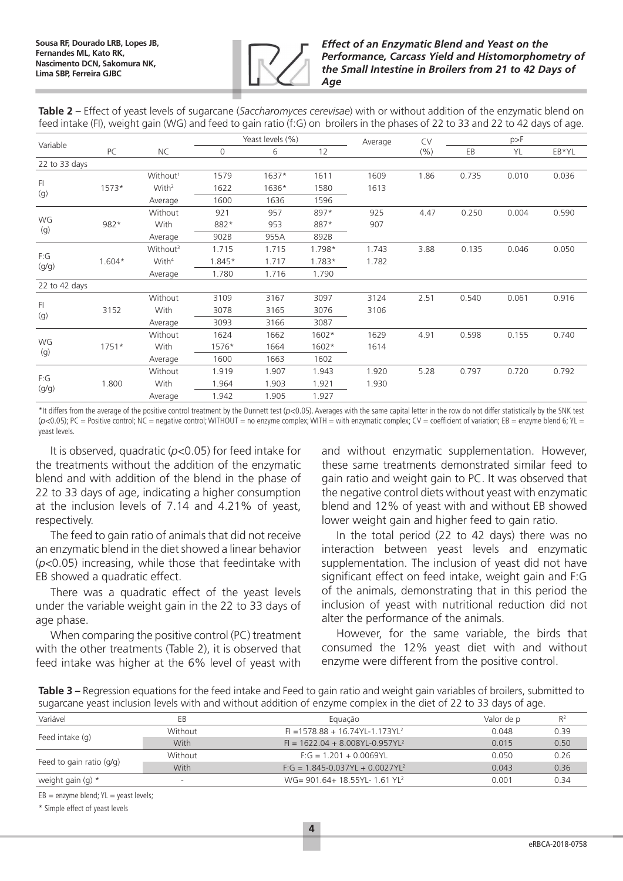**Table 2 –** Effect of yeast levels of sugarcane (*Saccharomyces cerevisae*) with or without addition of the enzymatic blend on feed intake (FI), weight gain (WG) and feed to gain ratio (f:G) on broilers in the phases of 22 to 33 and 22 to 42 days of age.

| Variable | PC | NC | Yeast levels (%) | | | Average | CV | p>F | | |
|---|---|---|---|---|---|---|---|---|---|---|
| | | | 0 | 6 | 12 | | (%) | EB | YL | EB*YL |
| 22 to 33 days | | | | | | | | | | |
| FI (g) | 1573* | Without[1] | 1579 | 1637* | 1611 | 1609 | 1.86 | 0.735 | 0.010 | 0.036 |
| | | With[2] | 1622 | 1636* | 1580 | 1613 | | | | |
| | | Average | 1600 | 1636 | 1596 | | | | | |
| WG (g) | 982* | Without | 921 | 957 | 897* | 925 | 4.47 | 0.250 | 0.004 | 0.590 |
| | | With | 882* | 953 | 887* | 907 | | | | |
| | | Average | 902B | 955A | 892B | | | | | |
| F:G (g/g) | 1.604* | Without[3] | 1.715 | 1.715 | 1.798* | 1.743 | 3.88 | 0.135 | 0.046 | 0.050 |
| | | With[4] | 1.845* | 1.717 | 1.783* | 1.782 | | | | |
| | | Average | 1.780 | 1.716 | 1.790 | | | | | |
| 22 to 42 days | | | | | | | | | | |
| FI (g) | 3152 | Without | 3109 | 3167 | 3097 | 3124 | 2.51 | 0.540 | 0.061 | 0.916 |
| | | With | 3078 | 3165 | 3076 | 3106 | | | | |
| | | Average | 3093 | 3166 | 3087 | | | | | |
| WG (g) | 1751* | Without | 1624 | 1662 | 1602* | 1629 | 4.91 | 0.598 | 0.155 | 0.740 |
| | | With | 1576* | 1664 | 1602* | 1614 | | | | |
| | | Average | 1600 | 1663 | 1602 | | | | | |
| F:G (g/g) | 1.800 | Without | 1.919 | 1.907 | 1.943 | 1.920 | 5.28 | 0.797 | 0.720 | 0.792 |
| | | With | 1.964 | 1.903 | 1.921 | 1.930 | | | | |
| | | Average | 1.942 | 1.905 | 1.927 | | | | | |

*It differs from the average of the positive control treatment by the Dunnett test ($p<0.05$). Averages with the same capital letter in the row do not differ statistically by the SNK test ($p<0.05$); PC = Positive control; NC = negative control; WITHOUT = no enzyme complex; WITH = with enzymatic complex; CV = coefficient of variation; EB = enzyme blend 6; YL = yeast levels.

It is observed, quadratic ($p<0.05$) for feed intake for the treatments without the addition of the enzymatic blend and with addition of the blend in the phase of 22 to 33 days of age, indicating a higher consumption at the inclusion levels of 7.14 and 4.21% of yeast, respectively.

The feed to gain ratio of animals that did not receive an enzymatic blend in the diet showed a linear behavior ($p<0.05$) increasing, while those that feedintake with EB showed a quadratic effect.

There was a quadratic effect of the yeast levels under the variable weight gain in the 22 to 33 days of age phase.

When comparing the positive control (PC) treatment with the other treatments (Table 2), it is observed that feed intake was higher at the 6% level of yeast with and without enzymatic supplementation. However, these same treatments demonstrated similar feed to gain ratio and weight gain to PC. It was observed that the negative control diets without yeast with enzymatic blend and 12% of yeast with and without EB showed lower weight gain and higher feed to gain ratio.

In the total period (22 to 42 days) there was no interaction between yeast levels and enzymatic supplementation. The inclusion of yeast did not have significant effect on feed intake, weight gain and F:G of the animals, demonstrating that in this period the inclusion of yeast with nutritional reduction did not alter the performance of the animals.

However, for the same variable, the birds that consumed the 12% yeast diet with and without enzyme were different from the positive control.

**Table 3 –** Regression equations for the feed intake and Feed to gain ratio and weight gain variables of broilers, submitted to sugarcane yeast inclusion levels with and without addition of enzyme complex in the diet of 22 to 33 days of age.

| Variável | EB | Equação | Valor de p | $R^2$ |
|---|---|---|---|---|
| Feed intake (g) | Without | $FI = 1578.88 + 16.74YL - 1.173YL^2$ | 0.048 | 0.39 |
| | With | $FI = 1622.04 + 8.008YL - 0.957YL^2$ | 0.015 | 0.50 |
| Feed to gain ratio (g/g) | Without | $F{:}G = 1.201 + 0.0069YL$ | 0.050 | 0.26 |
| | With | $F{:}G = 1.845 - 0.037YL + 0.0027YL^2$ | 0.043 | 0.36 |
| weight gain (g) * | - | $WG = 901.64 + 18.55YL - 1.61\ YL^2$ | 0.001 | 0.34 |

EB = enzyme blend; YL = yeast levels;

* Simple effect of yeast levels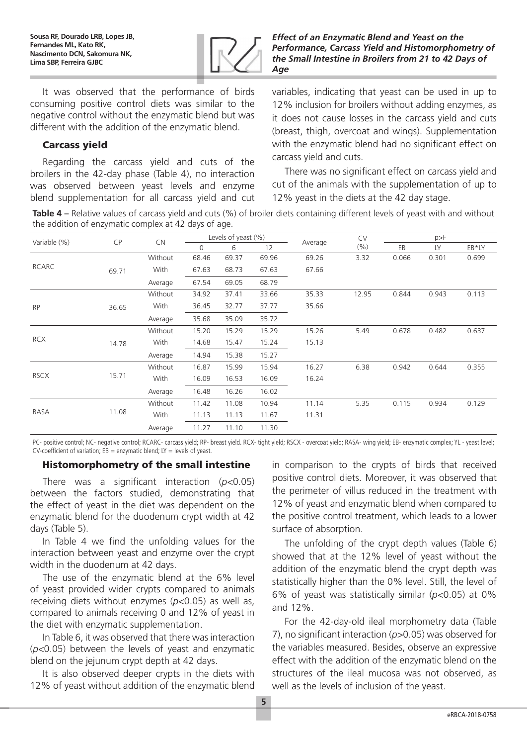It was observed that the performance of birds consuming positive control diets was similar to the negative control without the enzymatic blend but was different with the addition of the enzymatic blend.

### Carcass yield

Regarding the carcass yield and cuts of the broilers in the 42-day phase (Table 4), no interaction was observed between yeast levels and enzyme blend supplementation for all carcass yield and cut variables, indicating that yeast can be used in up to 12% inclusion for broilers without adding enzymes, as it does not cause losses in the carcass yield and cuts (breast, thigh, overcoat and wings). Supplementation with the enzymatic blend had no significant effect on carcass yield and cuts.

There was no significant effect on carcass yield and cut of the animals with the supplementation of up to 12% yeast in the diets at the 42 day stage.

**Table 4 –** Relative values of carcass yield and cuts (%) of broiler diets containing different levels of yeast with and without the addition of enzymatic complex at 42 days of age.

| Variable (%) | CP | CN | Levels of yeast (%) | | | Average | CV | p>F | | |
|---|---|---|---|---|---|---|---|---|---|---|
| | | | 0 | 6 | 12 | | (%) | EB | LY | EB*LY |
| RCARC | 69.71 | Without | 68.46 | 69.37 | 69.96 | 69.26 | 3.32 | 0.066 | 0.301 | 0.699 |
| | | With | 67.63 | 68.73 | 67.63 | 67.66 | | | | |
| | | Average | 67.54 | 69.05 | 68.79 | | | | | |
| RP | 36.65 | Without | 34.92 | 37.41 | 33.66 | 35.33 | 12.95 | 0.844 | 0.943 | 0.113 |
| | | With | 36.45 | 32.77 | 37.77 | 35.66 | | | | |
| | | Average | 35.68 | 35.09 | 35.72 | | | | | |
| RCX | 14.78 | Without | 15.20 | 15.29 | 15.29 | 15.26 | 5.49 | 0.678 | 0.482 | 0.637 |
| | | With | 14.68 | 15.47 | 15.24 | 15.13 | | | | |
| | | Average | 14.94 | 15.38 | 15.27 | | | | | |
| RSCX | 15.71 | Without | 16.87 | 15.99 | 15.94 | 16.27 | 6.38 | 0.942 | 0.644 | 0.355 |
| | | With | 16.09 | 16.53 | 16.09 | 16.24 | | | | |
| | | Average | 16.48 | 16.26 | 16.02 | | | | | |
| RASA | 11.08 | Without | 11.42 | 11.08 | 10.94 | 11.14 | 5.35 | 0.115 | 0.934 | 0.129 |
| | | With | 11.13 | 11.13 | 11.67 | 11.31 | | | | |
| | | Average | 11.27 | 11.10 | 11.30 | | | | | |

PC- positive control; NC- negative control; RCARC- carcass yield; RP- breast yield. RCX- tight yield; RSCX - overcoat yield; RASA- wing yield; EB- enzymatic complex; YL - yeast level; CV-coefficient of variation; EB = enzymatic blend; LY = levels of yeast.

### Histomorphometry of the small intestine

There was a significant interaction ($p<0.05$) between the factors studied, demonstrating that the effect of yeast in the diet was dependent on the enzymatic blend for the duodenum crypt width at 42 days (Table 5).

In Table 4 we find the unfolding values for the interaction between yeast and enzyme over the crypt width in the duodenum at 42 days.

The use of the enzymatic blend at the 6% level of yeast provided wider crypts compared to animals receiving diets without enzymes ($p<0.05$) as well as, compared to animals receiving 0 and 12% of yeast in the diet with enzymatic supplementation.

In Table 6, it was observed that there was interaction ($p<0.05$) between the levels of yeast and enzymatic blend on the jejunum crypt depth at 42 days.

It is also observed deeper crypts in the diets with 12% of yeast without addition of the enzymatic blend in comparison to the crypts of birds that received positive control diets. Moreover, it was observed that the perimeter of villus reduced in the treatment with 12% of yeast and enzymatic blend when compared to the positive control treatment, which leads to a lower surface of absorption.

The unfolding of the crypt depth values (Table 6) showed that at the 12% level of yeast without the addition of the enzymatic blend the crypt depth was statistically higher than the 0% level. Still, the level of 6% of yeast was statistically similar ($p<0.05$) at 0% and 12%.

For the 42-day-old ileal morphometry data (Table 7), no significant interaction ($p>0.05$) was observed for the variables measured. Besides, observe an expressive effect with the addition of the enzymatic blend on the structures of the ileal mucosa was not observed, as well as the levels of inclusion of the yeast.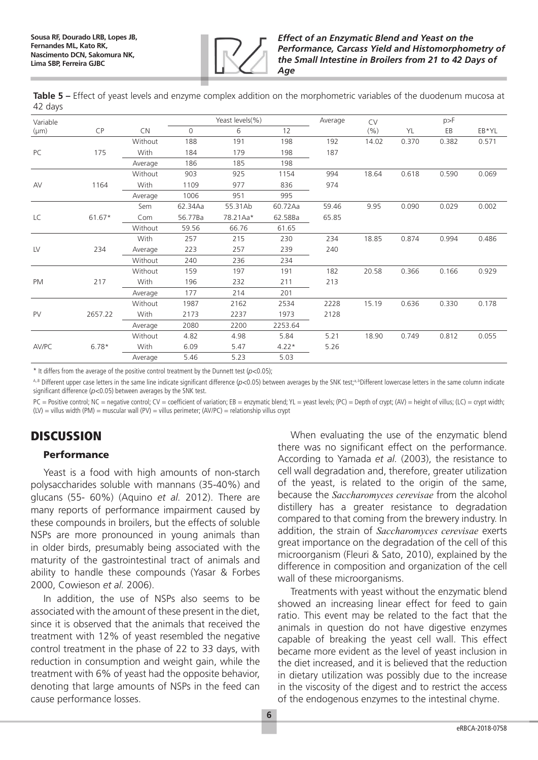**Table 5 –** Effect of yeast levels and enzyme complex addition on the morphometric variables of the duodenum mucosa at 42 days

| Variable (µm) | CP | CN | Yeast levels(%) | | | Average | CV (%) | p>F | | |
|---|---|---|---|---|---|---|---|---|---|---|
| | | | 0 | 6 | 12 | | | YL | EB | EB*YL |
| PC | 175 | Without | 188 | 191 | 198 | 192 | 14.02 | 0.370 | 0.382 | 0.571 |
| | | With | 184 | 179 | 198 | 187 | | | | |
| | | Average | 186 | 185 | 198 | | | | | |
| AV | 1164 | Without | 903 | 925 | 1154 | 994 | 18.64 | 0.618 | 0.590 | 0.069 |
| | | With | 1109 | 977 | 836 | 974 | | | | |
| | | Average | 1006 | 951 | 995 | | | | | |
| LC | 61.67* | Sem | 62.34Aa | 55.31Ab | 60.72Aa | 59.46 | 9.95 | 0.090 | 0.029 | 0.002 |
| | | Com | 56.77Ba | 78.21Aa* | 62.58Ba | 65.85 | | | | |
| | | Without | 59.56 | 66.76 | 61.65 | | | | | |
| LV | 234 | With | 257 | 215 | 230 | 234 | 18.85 | 0.874 | 0.994 | 0.486 |
| | | Average | 223 | 257 | 239 | 240 | | | | |
| | | Without | 240 | 236 | 234 | | | | | |
| PM | 217 | Without | 159 | 197 | 191 | 182 | 20.58 | 0.366 | 0.166 | 0.929 |
| | | With | 196 | 232 | 211 | 213 | | | | |
| | | Average | 177 | 214 | 201 | | | | | |
| PV | 2657.22 | Without | 1987 | 2162 | 2534 | 2228 | 15.19 | 0.636 | 0.330 | 0.178 |
| | | With | 2173 | 2237 | 1973 | 2128 | | | | |
| | | Average | 2080 | 2200 | 2253.64 | | | | | |
| AV/PC | 6.78* | Without | 4.82 | 4.98 | 5.84 | 5.21 | 18.90 | 0.749 | 0.812 | 0.055 |
| | | With | 6.09 | 5.47 | 4.22* | 5.26 | | | | |
| | | Average | 5.46 | 5.23 | 5.03 | | | | | |

\* It differs from the average of the positive control treatment by the Dunnett test ($p<0.05$);

[A,B] Different upper case letters in the same line indicate significant difference ($p<0.05$) between averages by the SNK test;[a,b]Different lowercase letters in the same column indicate significant difference ($p<0.05$) between averages by the SNK test.

PC = Positive control; NC = negative control; CV = coefficient of variation; EB = enzymatic blend; YL = yeast levels; (PC) = Depth of crypt; (AV) = height of villus; (LC) = crypt width; (LV) = villus width (PM) = muscular wall (PV) = villus perimeter; (AV/PC) = relationship villus crypt

## DISCUSSION

### Performance

Yeast is a food with high amounts of non-starch polysaccharides soluble with mannans (35-40%) and glucans (55- 60%) (Aquino *et al.* 2012). There are many reports of performance impairment caused by these compounds in broilers, but the effects of soluble NSPs are more pronounced in young animals than in older birds, presumably being associated with the maturity of the gastrointestinal tract of animals and ability to handle these compounds (Yasar & Forbes 2000, Cowieson *et al.* 2006).

In addition, the use of NSPs also seems to be associated with the amount of these present in the diet, since it is observed that the animals that received the treatment with 12% of yeast resembled the negative control treatment in the phase of 22 to 33 days, with reduction in consumption and weight gain, while the treatment with 6% of yeast had the opposite behavior, denoting that large amounts of NSPs in the feed can cause performance losses.

When evaluating the use of the enzymatic blend there was no significant effect on the performance. According to Yamada *et al.* (2003), the resistance to cell wall degradation and, therefore, greater utilization of the yeast, is related to the origin of the same, because the *Saccharomyces cerevisae* from the alcohol distillery has a greater resistance to degradation compared to that coming from the brewery industry. In addition, the strain of *Saccharomyces cerevisae* exerts great importance on the degradation of the cell of this microorganism (Fleuri & Sato, 2010), explained by the difference in composition and organization of the cell wall of these microorganisms.

Treatments with yeast without the enzymatic blend showed an increasing linear effect for feed to gain ratio. This event may be related to the fact that the animals in question do not have digestive enzymes capable of breaking the yeast cell wall. This effect became more evident as the level of yeast inclusion in the diet increased, and it is believed that the reduction in dietary utilization was possibly due to the increase in the viscosity of the digest and to restrict the access of the endogenous enzymes to the intestinal chyme.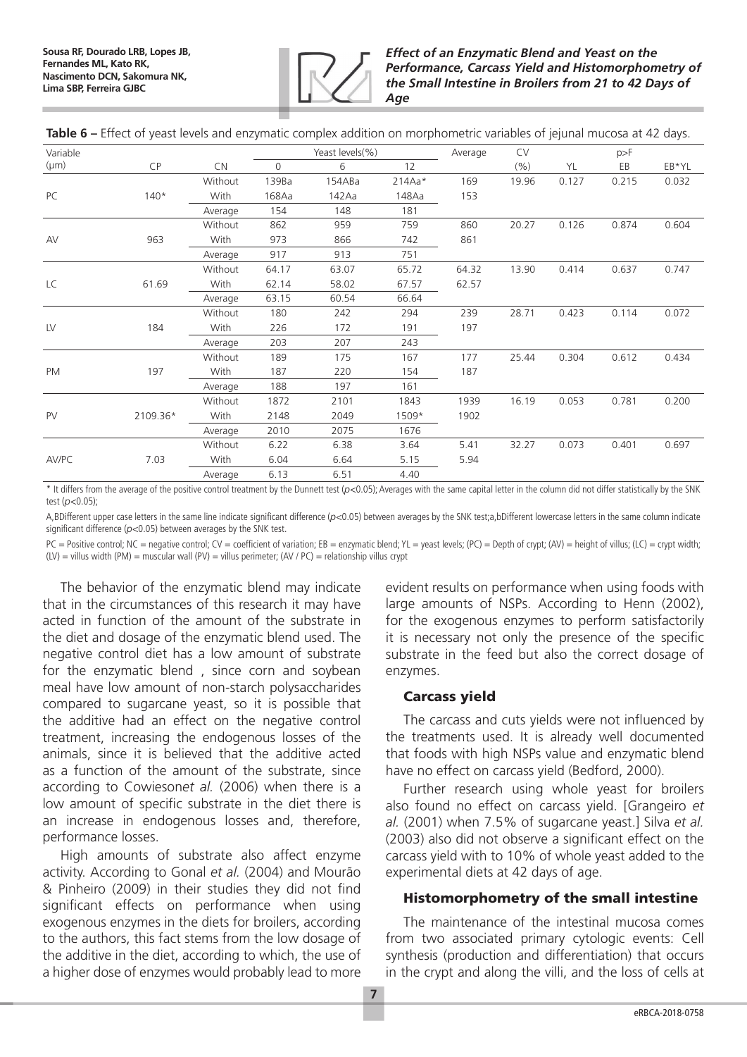**Table 6 –** Effect of yeast levels and enzymatic complex addition on morphometric variables of jejunal mucosa at 42 days.

| Variable (µm) | CP | CN | Yeast levels(%) | | | Average | CV (%) | p>F | | |
|---|---|---|---|---|---|---|---|---|---|---|
| | | | 0 | 6 | 12 | | | YL | EB | EB*YL |
| PC | 140* | Without | 139Ba | 154ABa | 214Aa* | 169 | 19.96 | 0.127 | 0.215 | 0.032 |
| | | With | 168Aa | 142Aa | 148Aa | 153 | | | | |
| | | Average | 154 | 148 | 181 | | | | | |
| AV | 963 | Without | 862 | 959 | 759 | 860 | 20.27 | 0.126 | 0.874 | 0.604 |
| | | With | 973 | 866 | 742 | 861 | | | | |
| | | Average | 917 | 913 | 751 | | | | | |
| LC | 61.69 | Without | 64.17 | 63.07 | 65.72 | 64.32 | 13.90 | 0.414 | 0.637 | 0.747 |
| | | With | 62.14 | 58.02 | 67.57 | 62.57 | | | | |
| | | Average | 63.15 | 60.54 | 66.64 | | | | | |
| LV | 184 | Without | 180 | 242 | 294 | 239 | 28.71 | 0.423 | 0.114 | 0.072 |
| | | With | 226 | 172 | 191 | 197 | | | | |
| | | Average | 203 | 207 | 243 | | | | | |
| PM | 197 | Without | 189 | 175 | 167 | 177 | 25.44 | 0.304 | 0.612 | 0.434 |
| | | With | 187 | 220 | 154 | 187 | | | | |
| | | Average | 188 | 197 | 161 | | | | | |
| PV | 2109.36* | Without | 1872 | 2101 | 1843 | 1939 | 16.19 | 0.053 | 0.781 | 0.200 |
| | | With | 2148 | 2049 | 1509* | 1902 | | | | |
| | | Average | 2010 | 2075 | 1676 | | | | | |
| AV/PC | 7.03 | Without | 6.22 | 6.38 | 3.64 | 5.41 | 32.27 | 0.073 | 0.401 | 0.697 |
| | | With | 6.04 | 6.64 | 5.15 | 5.94 | | | | |
| | | Average | 6.13 | 6.51 | 4.40 | | | | | |

\* It differs from the average of the positive control treatment by the Dunnett test ($p<0.05$); Averages with the same capital letter in the column did not differ statistically by the SNK test ($p<0.05$);

A,BDifferent upper case letters in the same line indicate significant difference ($p<0.05$) between averages by the SNK test;a,bDifferent lowercase letters in the same column indicate significant difference ($p<0.05$) between averages by the SNK test.

PC = Positive control; NC = negative control; CV = coefficient of variation; EB = enzymatic blend; YL = yeast levels; (PC) = Depth of crypt; (AV) = height of villus; (LC) = crypt width; (LV) = villus width (PM) = muscular wall (PV) = villus perimeter; (AV / PC) = relationship villus crypt

The behavior of the enzymatic blend may indicate that in the circumstances of this research it may have acted in function of the amount of the substrate in the diet and dosage of the enzymatic blend used. The negative control diet has a low amount of substrate for the enzymatic blend , since corn and soybean meal have low amount of non-starch polysaccharides compared to sugarcane yeast, so it is possible that the additive had an effect on the negative control treatment, increasing the endogenous losses of the animals, since it is believed that the additive acted as a function of the amount of the substrate, since according to Cowieson*et al.* (2006) when there is a low amount of specific substrate in the diet there is an increase in endogenous losses and, therefore, performance losses.

High amounts of substrate also affect enzyme activity. According to Gonal *et al.* (2004) and Mourão & Pinheiro (2009) in their studies they did not find significant effects on performance when using exogenous enzymes in the diets for broilers, according to the authors, this fact stems from the low dosage of the additive in the diet, according to which, the use of a higher dose of enzymes would probably lead to more evident results on performance when using foods with large amounts of NSPs. According to Henn (2002), for the exogenous enzymes to perform satisfactorily it is necessary not only the presence of the specific substrate in the feed but also the correct dosage of enzymes.

### Carcass yield

The carcass and cuts yields were not influenced by the treatments used. It is already well documented that foods with high NSPs value and enzymatic blend have no effect on carcass yield (Bedford, 2000).

Further research using whole yeast for broilers also found no effect on carcass yield. [Grangeiro *et al.* (2001) when 7.5% of sugarcane yeast.] Silva *et al.* (2003) also did not observe a significant effect on the carcass yield with to 10% of whole yeast added to the experimental diets at 42 days of age.

### Histomorphometry of the small intestine

The maintenance of the intestinal mucosa comes from two associated primary cytologic events: Cell synthesis (production and differentiation) that occurs in the crypt and along the villi, and the loss of cells at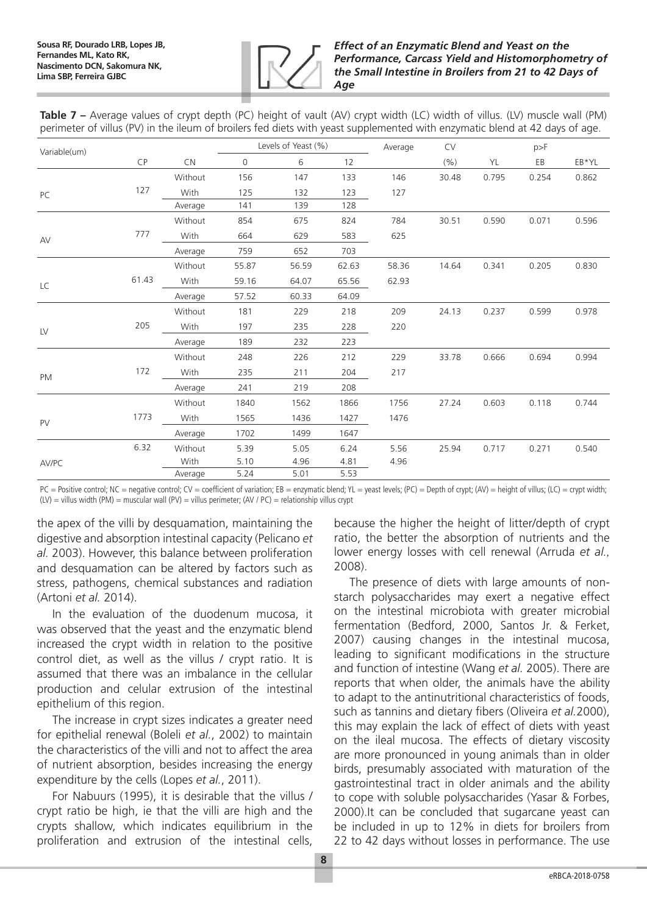**Table 7 –** Average values of crypt depth (PC) height of vault (AV) crypt width (LC) width of villus. (LV) muscle wall (PM) perimeter of villus (PV) in the ileum of broilers fed diets with yeast supplemented with enzymatic blend at 42 days of age.

| Variable(um) | | | Levels of Yeast (%) | | | Average | CV | p>F | | |
|---|---|---|---|---|---|---|---|---|---|---|
| | CP | CN | 0 | 6 | 12 | | (%) | YL | EB | EB*YL |
| PC | 127 | Without | 156 | 147 | 133 | 146 | 30.48 | 0.795 | 0.254 | 0.862 |
| | | With | 125 | 132 | 123 | 127 | | | | |
| | | Average | 141 | 139 | 128 | | | | | |
| AV | 777 | Without | 854 | 675 | 824 | 784 | 30.51 | 0.590 | 0.071 | 0.596 |
| | | With | 664 | 629 | 583 | 625 | | | | |
| | | Average | 759 | 652 | 703 | | | | | |
| LC | 61.43 | Without | 55.87 | 56.59 | 62.63 | 58.36 | 14.64 | 0.341 | 0.205 | 0.830 |
| | | With | 59.16 | 64.07 | 65.56 | 62.93 | | | | |
| | | Average | 57.52 | 60.33 | 64.09 | | | | | |
| LV | 205 | Without | 181 | 229 | 218 | 209 | 24.13 | 0.237 | 0.599 | 0.978 |
| | | With | 197 | 235 | 228 | 220 | | | | |
| | | Average | 189 | 232 | 223 | | | | | |
| PM | 172 | Without | 248 | 226 | 212 | 229 | 33.78 | 0.666 | 0.694 | 0.994 |
| | | With | 235 | 211 | 204 | 217 | | | | |
| | | Average | 241 | 219 | 208 | | | | | |
| PV | 1773 | Without | 1840 | 1562 | 1866 | 1756 | 27.24 | 0.603 | 0.118 | 0.744 |
| | | With | 1565 | 1436 | 1427 | 1476 | | | | |
| | | Average | 1702 | 1499 | 1647 | | | | | |
| AV/PC | 6.32 | Without | 5.39 | 5.05 | 6.24 | 5.56 | 25.94 | 0.717 | 0.271 | 0.540 |
| | | With | 5.10 | 4.96 | 4.81 | 4.96 | | | | |
| | | Average | 5.24 | 5.01 | 5.53 | | | | | |

PC = Positive control; NC = negative control; CV = coefficient of variation; EB = enzymatic blend; YL = yeast levels; (PC) = Depth of crypt; (AV) = height of villus; (LC) = crypt width; (LV) = villus width (PM) = muscular wall (PV) = villus perimeter; (AV / PC) = relationship villus crypt

the apex of the villi by desquamation, maintaining the digestive and absorption intestinal capacity (Pelicano *et al.* 2003). However, this balance between proliferation and desquamation can be altered by factors such as stress, pathogens, chemical substances and radiation (Artoni *et al.* 2014).

In the evaluation of the duodenum mucosa, it was observed that the yeast and the enzymatic blend increased the crypt width in relation to the positive control diet, as well as the villus / crypt ratio. It is assumed that there was an imbalance in the cellular production and celular extrusion of the intestinal epithelium of this region.

The increase in crypt sizes indicates a greater need for epithelial renewal (Boleli *et al.*, 2002) to maintain the characteristics of the villi and not to affect the area of nutrient absorption, besides increasing the energy expenditure by the cells (Lopes *et al.*, 2011).

For Nabuurs (1995), it is desirable that the villus / crypt ratio be high, ie that the villi are high and the crypts shallow, which indicates equilibrium in the proliferation and extrusion of the intestinal cells, because the higher the height of litter/depth of crypt ratio, the better the absorption of nutrients and the lower energy losses with cell renewal (Arruda *et al.*, 2008).

The presence of diets with large amounts of non-starch polysaccharides may exert a negative effect on the intestinal microbiota with greater microbial fermentation (Bedford, 2000, Santos Jr. & Ferket, 2007) causing changes in the intestinal mucosa, leading to significant modifications in the structure and function of intestine (Wang *et al.* 2005). There are reports that when older, the animals have the ability to adapt to the antinutritional characteristics of foods, such as tannins and dietary fibers (Oliveira *et al.*2000), this may explain the lack of effect of diets with yeast on the ileal mucosa. The effects of dietary viscosity are more pronounced in young animals than in older birds, presumably associated with maturation of the gastrointestinal tract in older animals and the ability to cope with soluble polysaccharides (Yasar & Forbes, 2000).It can be concluded that sugarcane yeast can be included in up to 12% in diets for broilers from 22 to 42 days without losses in performance. The use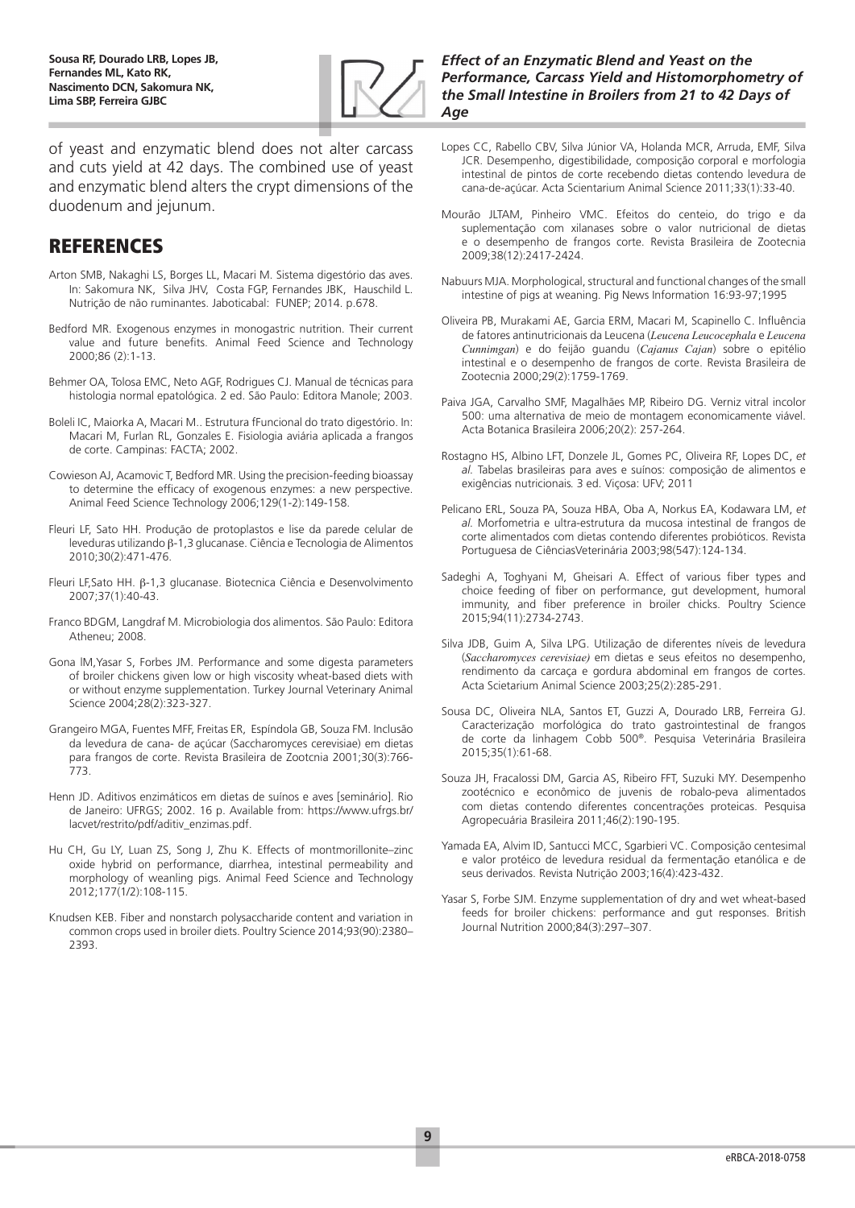of yeast and enzymatic blend does not alter carcass and cuts yield at 42 days. The combined use of yeast and enzymatic blend alters the crypt dimensions of the duodenum and jejunum.

## REFERENCES

Arton SMB, Nakaghi LS, Borges LL, Macari M. Sistema digestório das aves. In: Sakomura NK, Silva JHV, Costa FGP, Fernandes JBK, Hauschild L. Nutrição de não ruminantes. Jaboticabal: FUNEP; 2014. p.678.

Bedford MR. Exogenous enzymes in monogastric nutrition. Their current value and future benefits. Animal Feed Science and Technology 2000;86 (2):1-13.

Behmer OA, Tolosa EMC, Neto AGF, Rodrigues CJ. Manual de técnicas para histologia normal epatológica. 2 ed. São Paulo: Editora Manole; 2003.

Boleli IC, Maiorka A, Macari M.. Estrutura fFuncional do trato digestório. In: Macari M, Furlan RL, Gonzales E. Fisiologia aviária aplicada a frangos de corte. Campinas: FACTA; 2002.

Cowieson AJ, Acamovic T, Bedford MR. Using the precision-feeding bioassay to determine the efficacy of exogenous enzymes: a new perspective. Animal Feed Science Technology 2006;129(1-2):149-158.

Fleuri LF, Sato HH. Produção de protoplastos e lise da parede celular de leveduras utilizando β-1,3 glucanase. Ciência e Tecnologia de Alimentos 2010;30(2):471-476.

Fleuri LF,Sato HH. β-1,3 glucanase. Biotecnica Ciência e Desenvolvimento 2007;37(1):40-43.

Franco BDGM, Langdraf M. Microbiologia dos alimentos. São Paulo: Editora Atheneu; 2008.

Gona lM,Yasar S, Forbes JM. Performance and some digesta parameters of broiler chickens given low or high viscosity wheat-based diets with or without enzyme supplementation. Turkey Journal Veterinary Animal Science 2004;28(2):323-327.

Grangeiro MGA, Fuentes MFF, Freitas ER, Espíndola GB, Souza FM. Inclusão da levedura de cana- de açúcar (Saccharomyces cerevisiae) em dietas para frangos de corte. Revista Brasileira de Zootcnia 2001;30(3):766-773.

Henn JD. Aditivos enzimáticos em dietas de suínos e aves [seminário]. Rio de Janeiro: UFRGS; 2002. 16 p. Available from: https://www.ufrgs.br/lacvet/restrito/pdf/aditiv_enzimas.pdf.

Hu CH, Gu LY, Luan ZS, Song J, Zhu K. Effects of montmorillonite–zinc oxide hybrid on performance, diarrhea, intestinal permeability and morphology of weanling pigs. Animal Feed Science and Technology 2012;177(1/2):108-115.

Knudsen KEB. Fiber and nonstarch polysaccharide content and variation in common crops used in broiler diets. Poultry Science 2014;93(90):2380–2393.

Lopes CC, Rabello CBV, Silva Júnior VA, Holanda MCR, Arruda, EMF, Silva JCR. Desempenho, digestibilidade, composição corporal e morfologia intestinal de pintos de corte recebendo dietas contendo levedura de cana-de-açúcar. Acta Scientarium Animal Science 2011;33(1):33-40.

Mourão JLTAM, Pinheiro VMC. Efeitos do centeio, do trigo e da suplementação com xilanases sobre o valor nutricional de dietas e o desempenho de frangos corte. Revista Brasileira de Zootecnia 2009;38(12):2417-2424.

Nabuurs MJA. Morphological, structural and functional changes of the small intestine of pigs at weaning. Pig News Information 16:93-97;1995

Oliveira PB, Murakami AE, Garcia ERM, Macari M, Scapinello C. Influência de fatores antinutricionais da Leucena (*Leucena Leucocephala* e *Leucena Cunnimgan*) e do feijão guandu (*Cajanus Cajan*) sobre o epitélio intestinal e o desempenho de frangos de corte. Revista Brasileira de Zootecnia 2000;29(2):1759-1769.

Paiva JGA, Carvalho SMF, Magalhães MP, Ribeiro DG. Verniz vitral incolor 500: uma alternativa de meio de montagem economicamente viável. Acta Botanica Brasileira 2006;20(2): 257-264.

Rostagno HS, Albino LFT, Donzele JL, Gomes PC, Oliveira RF, Lopes DC, *et al.* Tabelas brasileiras para aves e suínos: composição de alimentos e exigências nutricionais*.* 3 ed. Viçosa: UFV; 2011

Pelicano ERL, Souza PA, Souza HBA, Oba A, Norkus EA, Kodawara LM, *et al.* Morfometria e ultra-estrutura da mucosa intestinal de frangos de corte alimentados com dietas contendo diferentes probióticos. Revista Portuguesa de CiênciasVeterinária 2003;98(547):124-134.

Sadeghi A, Toghyani M, Gheisari A. Effect of various fiber types and choice feeding of fiber on performance, gut development, humoral immunity, and fiber preference in broiler chicks. Poultry Science 2015;94(11):2734-2743.

Silva JDB, Guim A, Silva LPG. Utilização de diferentes níveis de levedura (*Saccharomyces cerevisiae)* em dietas e seus efeitos no desempenho, rendimento da carcaça e gordura abdominal em frangos de cortes. Acta Scietarium Animal Science 2003;25(2):285-291.

Sousa DC, Oliveira NLA, Santos ET, Guzzi A, Dourado LRB, Ferreira GJ. Caracterização morfológica do trato gastrointestinal de frangos de corte da linhagem Cobb 500®. Pesquisa Veterinária Brasileira 2015;35(1):61-68.

Souza JH, Fracalossi DM, Garcia AS, Ribeiro FFT, Suzuki MY. Desempenho zootécnico e econômico de juvenis de robalo-peva alimentados com dietas contendo diferentes concentrações proteicas. Pesquisa Agropecuária Brasileira 2011;46(2):190-195.

Yamada EA, Alvim ID, Santucci MCC, Sgarbieri VC. Composição centesimal e valor protéico de levedura residual da fermentação etanólica e de seus derivados. Revista Nutrição 2003;16(4):423-432.

Yasar S, Forbe SJM. Enzyme supplementation of dry and wet wheat-based feeds for broiler chickens: performance and gut responses. British Journal Nutrition 2000;84(3):297–307.